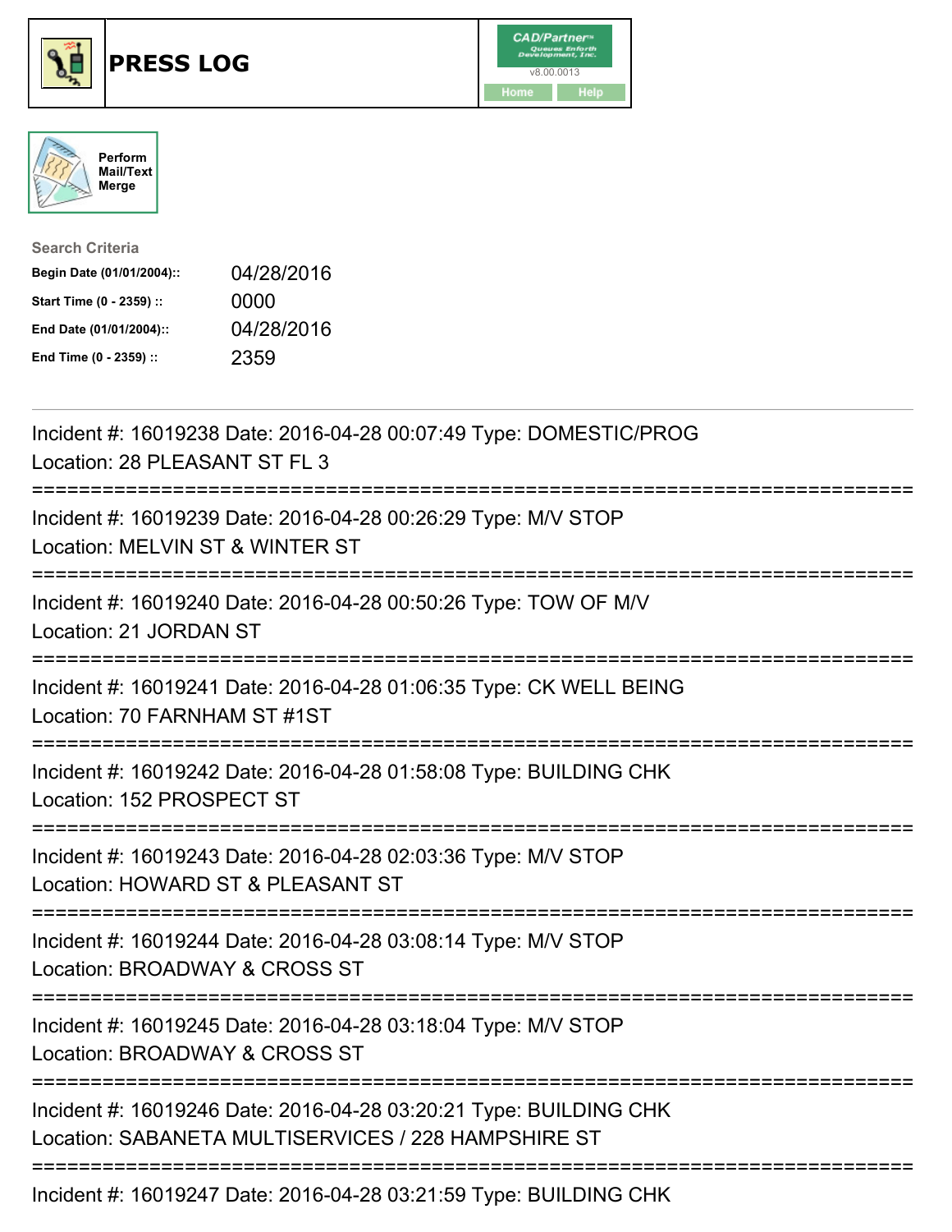# PRESS LOG

v8.00.0013

Home Help

Perform Mail/Text Merge

**Search Criteria**

| | |
|---|---|
| **Begin Date (01/01/2004)::** | 04/28/2016 |
| **Start Time (0 - 2359) ::** | 0000 |
| **End Date (01/01/2004)::** | 04/28/2016 |
| **End Time (0 - 2359) ::** | 2359 |

Incident #: 16019238 Date: 2016-04-28 00:07:49 Type: DOMESTIC/PROG
Location: 28 PLEASANT ST FL 3

===========================================================================

Incident #: 16019239 Date: 2016-04-28 00:26:29 Type: M/V STOP
Location: MELVIN ST & WINTER ST

===========================================================================

Incident #: 16019240 Date: 2016-04-28 00:50:26 Type: TOW OF M/V
Location: 21 JORDAN ST

===========================================================================

Incident #: 16019241 Date: 2016-04-28 01:06:35 Type: CK WELL BEING
Location: 70 FARNHAM ST #1ST

===========================================================================

Incident #: 16019242 Date: 2016-04-28 01:58:08 Type: BUILDING CHK
Location: 152 PROSPECT ST

===========================================================================

Incident #: 16019243 Date: 2016-04-28 02:03:36 Type: M/V STOP
Location: HOWARD ST & PLEASANT ST

===========================================================================

Incident #: 16019244 Date: 2016-04-28 03:08:14 Type: M/V STOP
Location: BROADWAY & CROSS ST

===========================================================================

Incident #: 16019245 Date: 2016-04-28 03:18:04 Type: M/V STOP
Location: BROADWAY & CROSS ST

===========================================================================

Incident #: 16019246 Date: 2016-04-28 03:20:21 Type: BUILDING CHK
Location: SABANETA MULTISERVICES / 228 HAMPSHIRE ST

===========================================================================

Incident #: 16019247 Date: 2016-04-28 03:21:59 Type: BUILDING CHK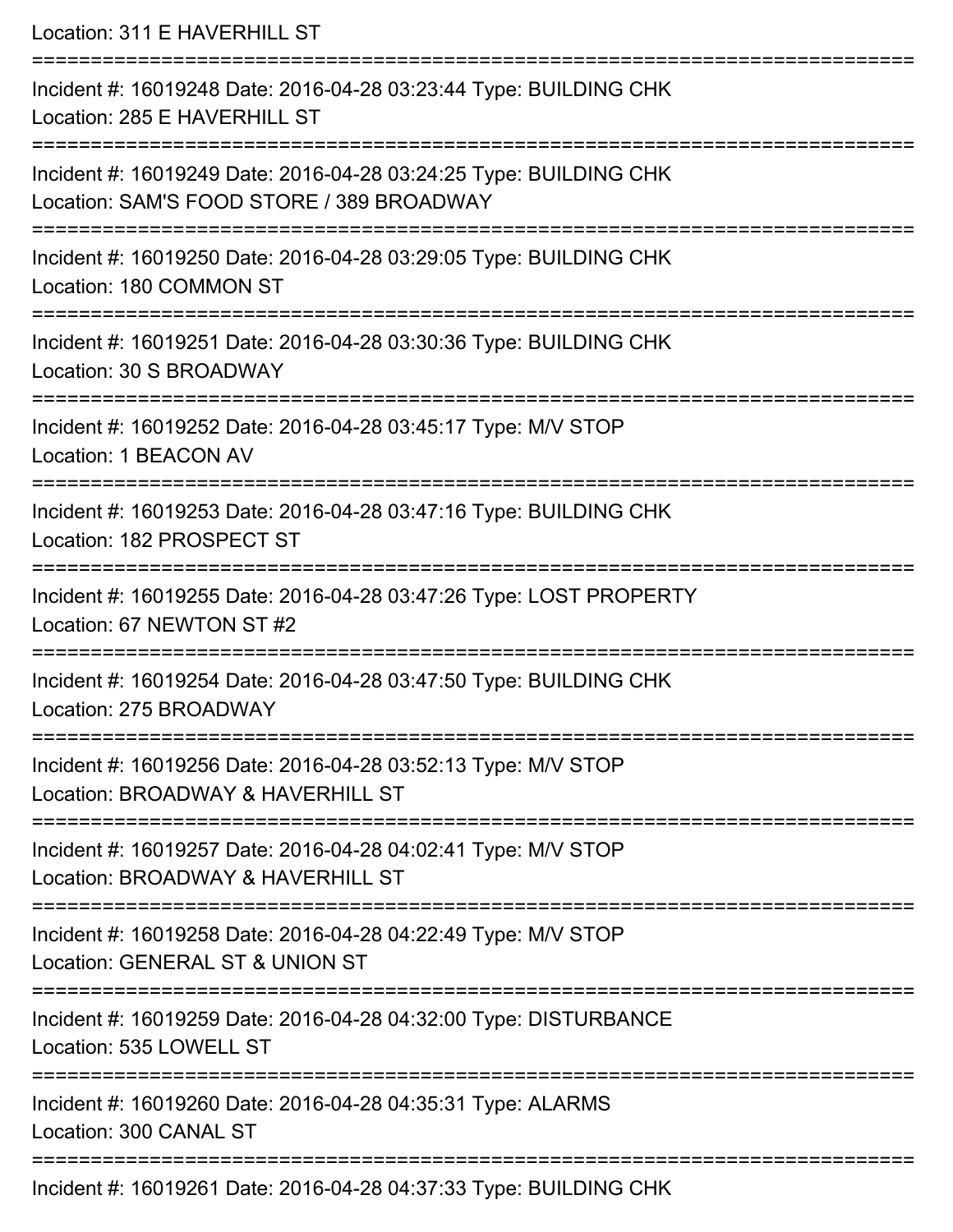Location: 311 E HAVERHILL ST

===========================================================================

Incident #: 16019248 Date: 2016-04-28 03:23:44 Type: BUILDING CHK
Location: 285 E HAVERHILL ST

===========================================================================

Incident #: 16019249 Date: 2016-04-28 03:24:25 Type: BUILDING CHK
Location: SAM'S FOOD STORE / 389 BROADWAY

===========================================================================

Incident #: 16019250 Date: 2016-04-28 03:29:05 Type: BUILDING CHK
Location: 180 COMMON ST

===========================================================================

Incident #: 16019251 Date: 2016-04-28 03:30:36 Type: BUILDING CHK
Location: 30 S BROADWAY

===========================================================================

Incident #: 16019252 Date: 2016-04-28 03:45:17 Type: M/V STOP
Location: 1 BEACON AV

===========================================================================

Incident #: 16019253 Date: 2016-04-28 03:47:16 Type: BUILDING CHK
Location: 182 PROSPECT ST

===========================================================================

Incident #: 16019255 Date: 2016-04-28 03:47:26 Type: LOST PROPERTY
Location: 67 NEWTON ST #2

===========================================================================

Incident #: 16019254 Date: 2016-04-28 03:47:50 Type: BUILDING CHK
Location: 275 BROADWAY

===========================================================================

Incident #: 16019256 Date: 2016-04-28 03:52:13 Type: M/V STOP
Location: BROADWAY & HAVERHILL ST

===========================================================================

Incident #: 16019257 Date: 2016-04-28 04:02:41 Type: M/V STOP
Location: BROADWAY & HAVERHILL ST

===========================================================================

Incident #: 16019258 Date: 2016-04-28 04:22:49 Type: M/V STOP
Location: GENERAL ST & UNION ST

===========================================================================

Incident #: 16019259 Date: 2016-04-28 04:32:00 Type: DISTURBANCE
Location: 535 LOWELL ST

===========================================================================

Incident #: 16019260 Date: 2016-04-28 04:35:31 Type: ALARMS
Location: 300 CANAL ST

===========================================================================

Incident #: 16019261 Date: 2016-04-28 04:37:33 Type: BUILDING CHK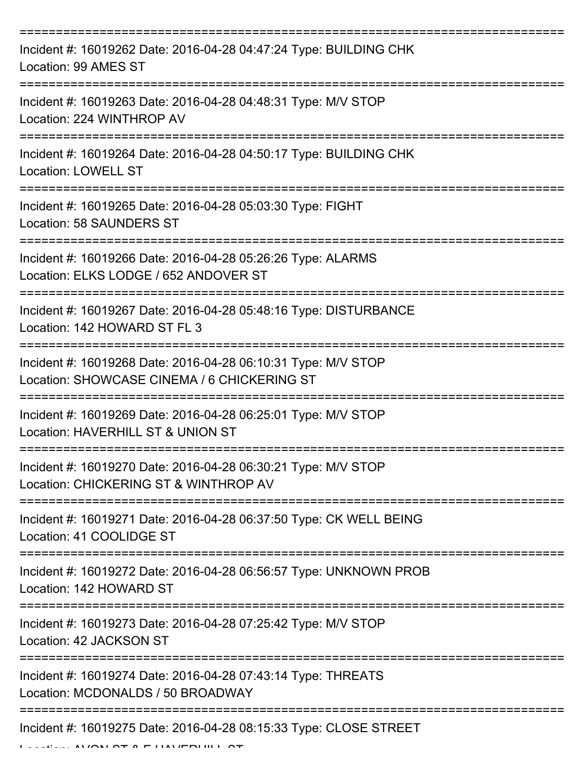Incident #: 16019262 Date: 2016-04-28 04:47:24 Type: BUILDING CHK
Location: 99 AMES ST

Incident #: 16019263 Date: 2016-04-28 04:48:31 Type: M/V STOP
Location: 224 WINTHROP AV

Incident #: 16019264 Date: 2016-04-28 04:50:17 Type: BUILDING CHK
Location: LOWELL ST

Incident #: 16019265 Date: 2016-04-28 05:03:30 Type: FIGHT
Location: 58 SAUNDERS ST

Incident #: 16019266 Date: 2016-04-28 05:26:26 Type: ALARMS
Location: ELKS LODGE / 652 ANDOVER ST

Incident #: 16019267 Date: 2016-04-28 05:48:16 Type: DISTURBANCE
Location: 142 HOWARD ST FL 3

Incident #: 16019268 Date: 2016-04-28 06:10:31 Type: M/V STOP
Location: SHOWCASE CINEMA / 6 CHICKERING ST

Incident #: 16019269 Date: 2016-04-28 06:25:01 Type: M/V STOP
Location: HAVERHILL ST & UNION ST

Incident #: 16019270 Date: 2016-04-28 06:30:21 Type: M/V STOP
Location: CHICKERING ST & WINTHROP AV

Incident #: 16019271 Date: 2016-04-28 06:37:50 Type: CK WELL BEING
Location: 41 COOLIDGE ST

Incident #: 16019272 Date: 2016-04-28 06:56:57 Type: UNKNOWN PROB
Location: 142 HOWARD ST

Incident #: 16019273 Date: 2016-04-28 07:25:42 Type: M/V STOP
Location: 42 JACKSON ST

Incident #: 16019274 Date: 2016-04-28 07:43:14 Type: THREATS
Location: MCDONALDS / 50 BROADWAY

Incident #: 16019275 Date: 2016-04-28 08:15:33 Type: CLOSE STREET
Location: AVON ST & E HAVERHILL ST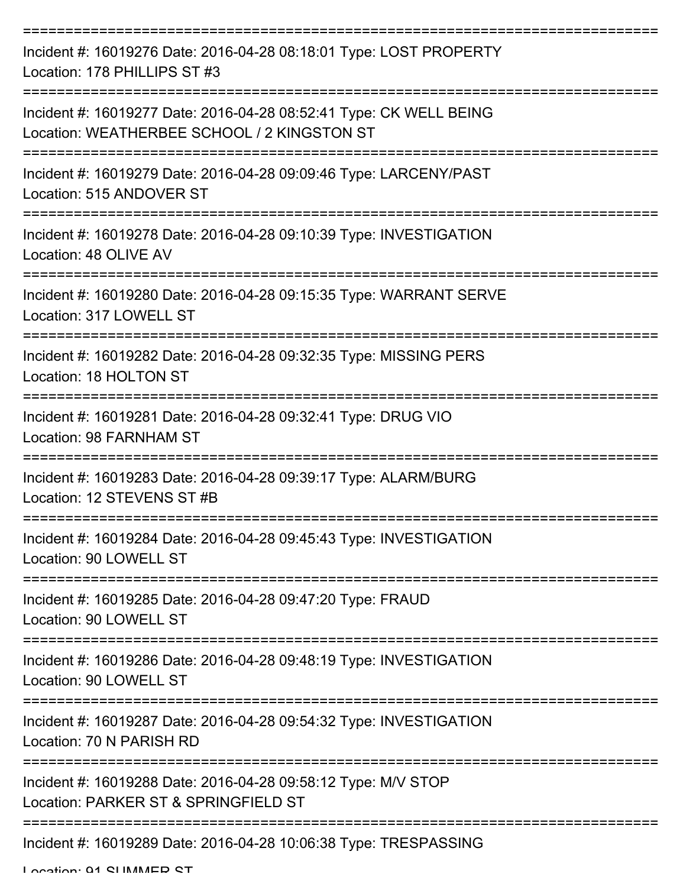===========================================================================

Incident #: 16019276 Date: 2016-04-28 08:18:01 Type: LOST PROPERTY
Location: 178 PHILLIPS ST #3

===========================================================================

Incident #: 16019277 Date: 2016-04-28 08:52:41 Type: CK WELL BEING
Location: WEATHERBEE SCHOOL / 2 KINGSTON ST

===========================================================================

Incident #: 16019279 Date: 2016-04-28 09:09:46 Type: LARCENY/PAST
Location: 515 ANDOVER ST

===========================================================================

Incident #: 16019278 Date: 2016-04-28 09:10:39 Type: INVESTIGATION
Location: 48 OLIVE AV

===========================================================================

Incident #: 16019280 Date: 2016-04-28 09:15:35 Type: WARRANT SERVE
Location: 317 LOWELL ST

===========================================================================

Incident #: 16019282 Date: 2016-04-28 09:32:35 Type: MISSING PERS
Location: 18 HOLTON ST

===========================================================================

Incident #: 16019281 Date: 2016-04-28 09:32:41 Type: DRUG VIO
Location: 98 FARNHAM ST

===========================================================================

Incident #: 16019283 Date: 2016-04-28 09:39:17 Type: ALARM/BURG
Location: 12 STEVENS ST #B

===========================================================================

Incident #: 16019284 Date: 2016-04-28 09:45:43 Type: INVESTIGATION
Location: 90 LOWELL ST

===========================================================================

Incident #: 16019285 Date: 2016-04-28 09:47:20 Type: FRAUD
Location: 90 LOWELL ST

===========================================================================

Incident #: 16019286 Date: 2016-04-28 09:48:19 Type: INVESTIGATION
Location: 90 LOWELL ST

===========================================================================

Incident #: 16019287 Date: 2016-04-28 09:54:32 Type: INVESTIGATION
Location: 70 N PARISH RD

===========================================================================

Incident #: 16019288 Date: 2016-04-28 09:58:12 Type: M/V STOP
Location: PARKER ST & SPRINGFIELD ST

===========================================================================

Incident #: 16019289 Date: 2016-04-28 10:06:38 Type: TRESPASSING
Location: 91 SUMMER ST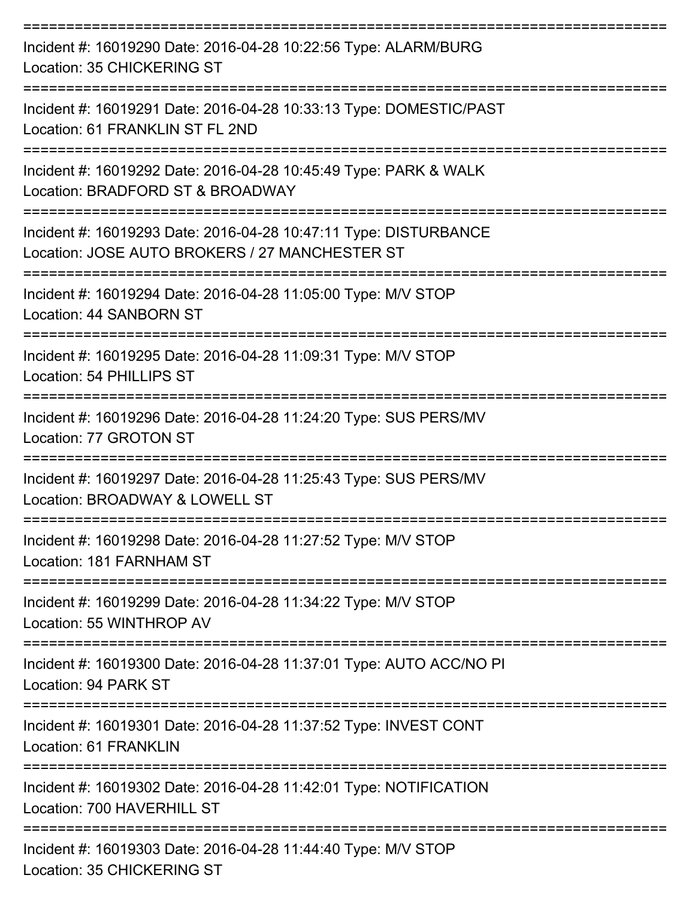Incident #: 16019290 Date: 2016-04-28 10:22:56 Type: ALARM/BURG
Location: 35 CHICKERING ST

---

Incident #: 16019291 Date: 2016-04-28 10:33:13 Type: DOMESTIC/PAST
Location: 61 FRANKLIN ST FL 2ND

---

Incident #: 16019292 Date: 2016-04-28 10:45:49 Type: PARK & WALK
Location: BRADFORD ST & BROADWAY

---

Incident #: 16019293 Date: 2016-04-28 10:47:11 Type: DISTURBANCE
Location: JOSE AUTO BROKERS / 27 MANCHESTER ST

---

Incident #: 16019294 Date: 2016-04-28 11:05:00 Type: M/V STOP
Location: 44 SANBORN ST

---

Incident #: 16019295 Date: 2016-04-28 11:09:31 Type: M/V STOP
Location: 54 PHILLIPS ST

---

Incident #: 16019296 Date: 2016-04-28 11:24:20 Type: SUS PERS/MV
Location: 77 GROTON ST

---

Incident #: 16019297 Date: 2016-04-28 11:25:43 Type: SUS PERS/MV
Location: BROADWAY & LOWELL ST

---

Incident #: 16019298 Date: 2016-04-28 11:27:52 Type: M/V STOP
Location: 181 FARNHAM ST

---

Incident #: 16019299 Date: 2016-04-28 11:34:22 Type: M/V STOP
Location: 55 WINTHROP AV

---

Incident #: 16019300 Date: 2016-04-28 11:37:01 Type: AUTO ACC/NO PI
Location: 94 PARK ST

---

Incident #: 16019301 Date: 2016-04-28 11:37:52 Type: INVEST CONT
Location: 61 FRANKLIN

---

Incident #: 16019302 Date: 2016-04-28 11:42:01 Type: NOTIFICATION
Location: 700 HAVERHILL ST

---

Incident #: 16019303 Date: 2016-04-28 11:44:40 Type: M/V STOP
Location: 35 CHICKERING ST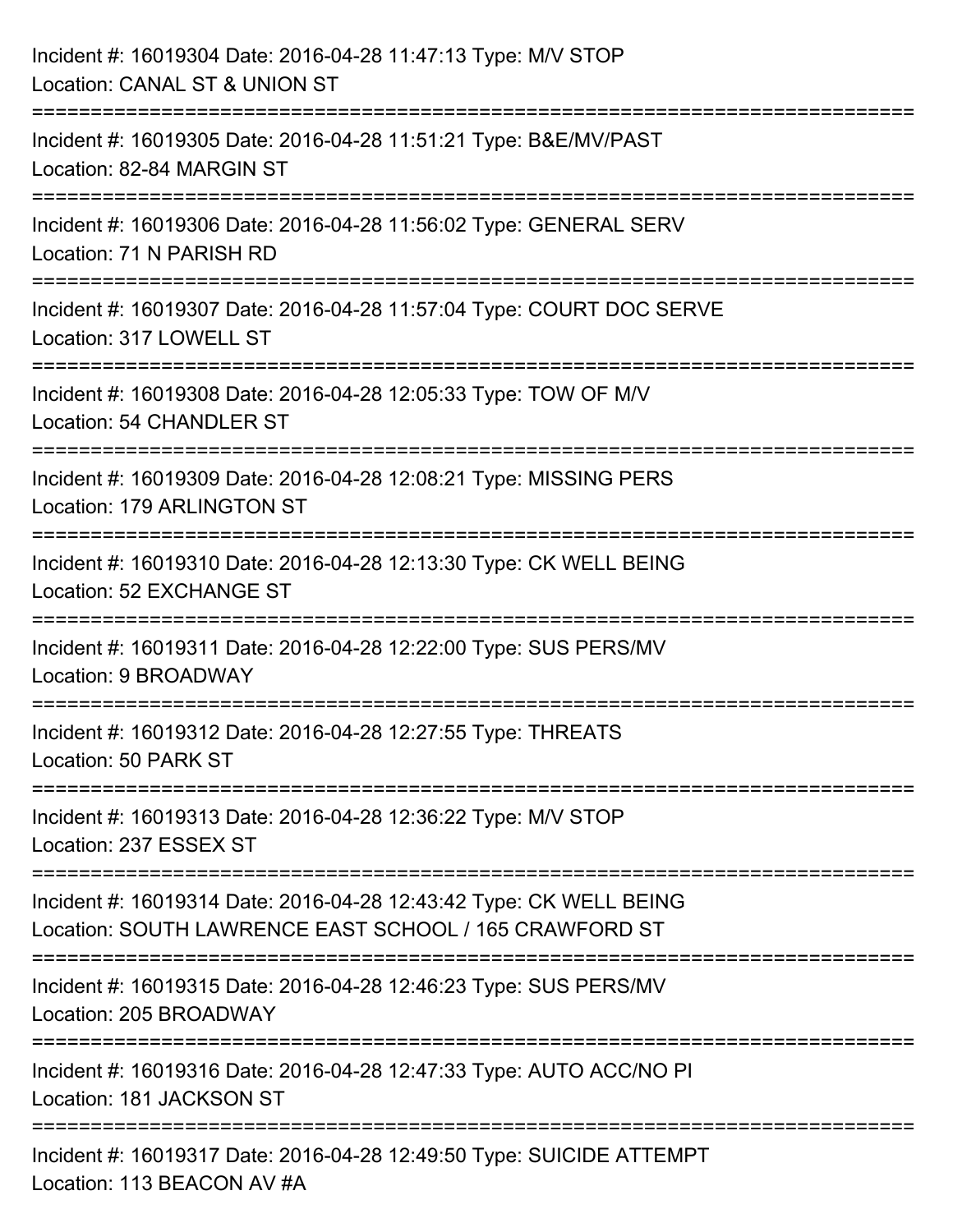Incident #: 16019304 Date: 2016-04-28 11:47:13 Type: M/V STOP
Location: CANAL ST & UNION ST

===========================================================================

Incident #: 16019305 Date: 2016-04-28 11:51:21 Type: B&E/MV/PAST
Location: 82-84 MARGIN ST

===========================================================================

Incident #: 16019306 Date: 2016-04-28 11:56:02 Type: GENERAL SERV
Location: 71 N PARISH RD

===========================================================================

Incident #: 16019307 Date: 2016-04-28 11:57:04 Type: COURT DOC SERVE
Location: 317 LOWELL ST

===========================================================================

Incident #: 16019308 Date: 2016-04-28 12:05:33 Type: TOW OF M/V
Location: 54 CHANDLER ST

===========================================================================

Incident #: 16019309 Date: 2016-04-28 12:08:21 Type: MISSING PERS
Location: 179 ARLINGTON ST

===========================================================================

Incident #: 16019310 Date: 2016-04-28 12:13:30 Type: CK WELL BEING
Location: 52 EXCHANGE ST

===========================================================================

Incident #: 16019311 Date: 2016-04-28 12:22:00 Type: SUS PERS/MV
Location: 9 BROADWAY

===========================================================================

Incident #: 16019312 Date: 2016-04-28 12:27:55 Type: THREATS
Location: 50 PARK ST

===========================================================================

Incident #: 16019313 Date: 2016-04-28 12:36:22 Type: M/V STOP
Location: 237 ESSEX ST

===========================================================================

Incident #: 16019314 Date: 2016-04-28 12:43:42 Type: CK WELL BEING
Location: SOUTH LAWRENCE EAST SCHOOL / 165 CRAWFORD ST

===========================================================================

Incident #: 16019315 Date: 2016-04-28 12:46:23 Type: SUS PERS/MV
Location: 205 BROADWAY

===========================================================================

Incident #: 16019316 Date: 2016-04-28 12:47:33 Type: AUTO ACC/NO PI
Location: 181 JACKSON ST

===========================================================================

Incident #: 16019317 Date: 2016-04-28 12:49:50 Type: SUICIDE ATTEMPT
Location: 113 BEACON AV #A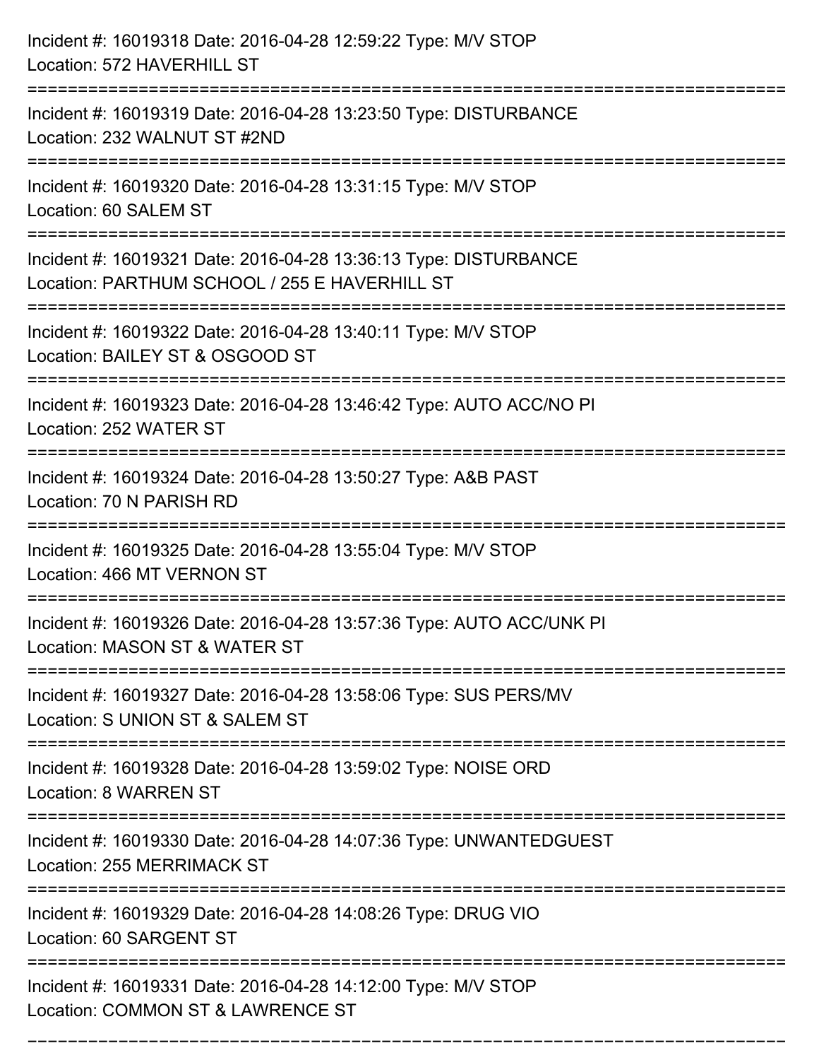Incident #: 16019318 Date: 2016-04-28 12:59:22 Type: M/V STOP
Location: 572 HAVERHILL ST

===========================================================================

Incident #: 16019319 Date: 2016-04-28 13:23:50 Type: DISTURBANCE
Location: 232 WALNUT ST #2ND

===========================================================================

Incident #: 16019320 Date: 2016-04-28 13:31:15 Type: M/V STOP
Location: 60 SALEM ST

===========================================================================

Incident #: 16019321 Date: 2016-04-28 13:36:13 Type: DISTURBANCE
Location: PARTHUM SCHOOL / 255 E HAVERHILL ST

===========================================================================

Incident #: 16019322 Date: 2016-04-28 13:40:11 Type: M/V STOP
Location: BAILEY ST & OSGOOD ST

===========================================================================

Incident #: 16019323 Date: 2016-04-28 13:46:42 Type: AUTO ACC/NO PI
Location: 252 WATER ST

===========================================================================

Incident #: 16019324 Date: 2016-04-28 13:50:27 Type: A&B PAST
Location: 70 N PARISH RD

===========================================================================

Incident #: 16019325 Date: 2016-04-28 13:55:04 Type: M/V STOP
Location: 466 MT VERNON ST

===========================================================================

Incident #: 16019326 Date: 2016-04-28 13:57:36 Type: AUTO ACC/UNK PI
Location: MASON ST & WATER ST

===========================================================================

Incident #: 16019327 Date: 2016-04-28 13:58:06 Type: SUS PERS/MV
Location: S UNION ST & SALEM ST

===========================================================================

Incident #: 16019328 Date: 2016-04-28 13:59:02 Type: NOISE ORD
Location: 8 WARREN ST

===========================================================================

Incident #: 16019330 Date: 2016-04-28 14:07:36 Type: UNWANTEDGUEST
Location: 255 MERRIMACK ST

===========================================================================

Incident #: 16019329 Date: 2016-04-28 14:08:26 Type: DRUG VIO
Location: 60 SARGENT ST

===========================================================================

Incident #: 16019331 Date: 2016-04-28 14:12:00 Type: M/V STOP
Location: COMMON ST & LAWRENCE ST

===========================================================================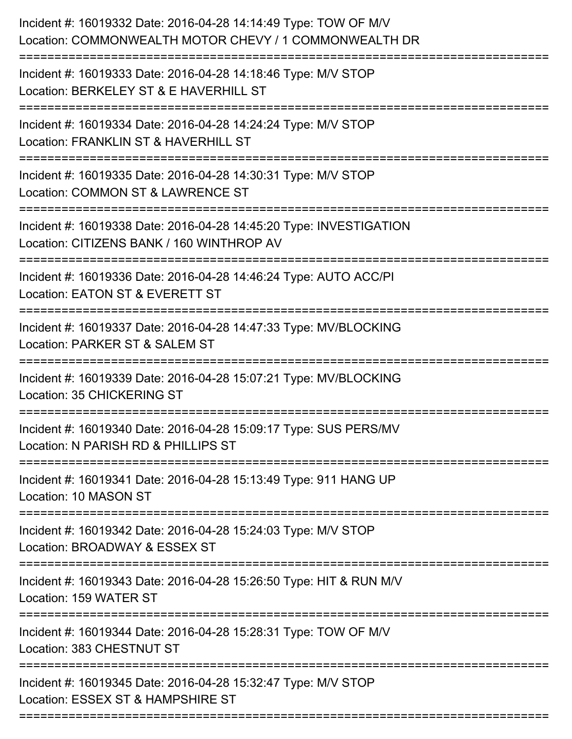Incident #: 16019332 Date: 2016-04-28 14:14:49 Type: TOW OF M/V
Location: COMMONWEALTH MOTOR CHEVY / 1 COMMONWEALTH DR

===========================================================================

Incident #: 16019333 Date: 2016-04-28 14:18:46 Type: M/V STOP
Location: BERKELEY ST & E HAVERHILL ST

===========================================================================

Incident #: 16019334 Date: 2016-04-28 14:24:24 Type: M/V STOP
Location: FRANKLIN ST & HAVERHILL ST

===========================================================================

Incident #: 16019335 Date: 2016-04-28 14:30:31 Type: M/V STOP
Location: COMMON ST & LAWRENCE ST

===========================================================================

Incident #: 16019338 Date: 2016-04-28 14:45:20 Type: INVESTIGATION
Location: CITIZENS BANK / 160 WINTHROP AV

===========================================================================

Incident #: 16019336 Date: 2016-04-28 14:46:24 Type: AUTO ACC/PI
Location: EATON ST & EVERETT ST

===========================================================================

Incident #: 16019337 Date: 2016-04-28 14:47:33 Type: MV/BLOCKING
Location: PARKER ST & SALEM ST

===========================================================================

Incident #: 16019339 Date: 2016-04-28 15:07:21 Type: MV/BLOCKING
Location: 35 CHICKERING ST

===========================================================================

Incident #: 16019340 Date: 2016-04-28 15:09:17 Type: SUS PERS/MV
Location: N PARISH RD & PHILLIPS ST

===========================================================================

Incident #: 16019341 Date: 2016-04-28 15:13:49 Type: 911 HANG UP
Location: 10 MASON ST

===========================================================================

Incident #: 16019342 Date: 2016-04-28 15:24:03 Type: M/V STOP
Location: BROADWAY & ESSEX ST

===========================================================================

Incident #: 16019343 Date: 2016-04-28 15:26:50 Type: HIT & RUN M/V
Location: 159 WATER ST

===========================================================================

Incident #: 16019344 Date: 2016-04-28 15:28:31 Type: TOW OF M/V
Location: 383 CHESTNUT ST

===========================================================================

Incident #: 16019345 Date: 2016-04-28 15:32:47 Type: M/V STOP
Location: ESSEX ST & HAMPSHIRE ST

===========================================================================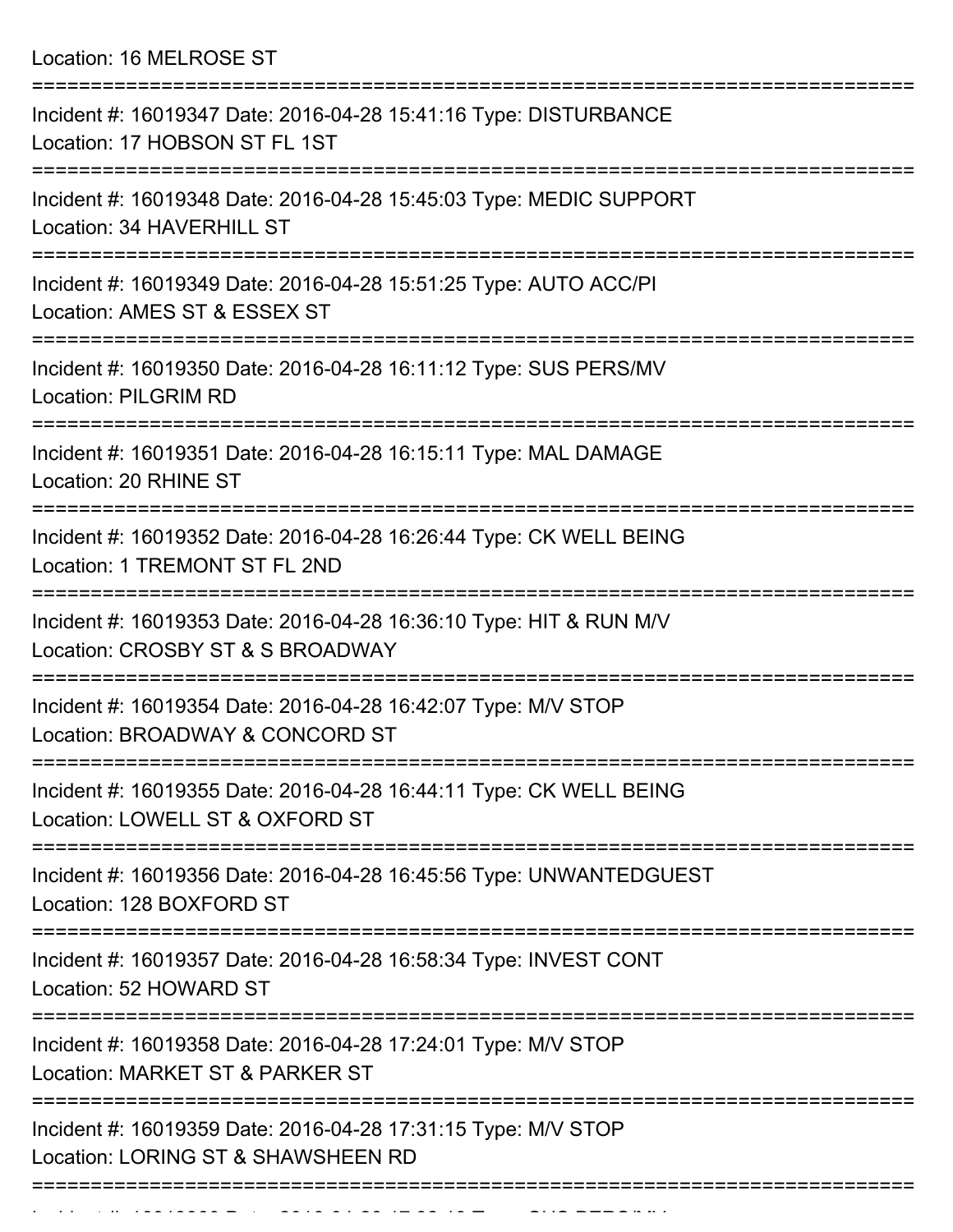Location: 16 MELROSE ST

===========================================================================

Incident #: 16019347 Date: 2016-04-28 15:41:16 Type: DISTURBANCE
Location: 17 HOBSON ST FL 1ST

===========================================================================

Incident #: 16019348 Date: 2016-04-28 15:45:03 Type: MEDIC SUPPORT
Location: 34 HAVERHILL ST

===========================================================================

Incident #: 16019349 Date: 2016-04-28 15:51:25 Type: AUTO ACC/PI
Location: AMES ST & ESSEX ST

===========================================================================

Incident #: 16019350 Date: 2016-04-28 16:11:12 Type: SUS PERS/MV
Location: PILGRIM RD

===========================================================================

Incident #: 16019351 Date: 2016-04-28 16:15:11 Type: MAL DAMAGE
Location: 20 RHINE ST

===========================================================================

Incident #: 16019352 Date: 2016-04-28 16:26:44 Type: CK WELL BEING
Location: 1 TREMONT ST FL 2ND

===========================================================================

Incident #: 16019353 Date: 2016-04-28 16:36:10 Type: HIT & RUN M/V
Location: CROSBY ST & S BROADWAY

===========================================================================

Incident #: 16019354 Date: 2016-04-28 16:42:07 Type: M/V STOP
Location: BROADWAY & CONCORD ST

===========================================================================

Incident #: 16019355 Date: 2016-04-28 16:44:11 Type: CK WELL BEING
Location: LOWELL ST & OXFORD ST

===========================================================================

Incident #: 16019356 Date: 2016-04-28 16:45:56 Type: UNWANTEDGUEST
Location: 128 BOXFORD ST

===========================================================================

Incident #: 16019357 Date: 2016-04-28 16:58:34 Type: INVEST CONT
Location: 52 HOWARD ST

===========================================================================

Incident #: 16019358 Date: 2016-04-28 17:24:01 Type: M/V STOP
Location: MARKET ST & PARKER ST

===========================================================================

Incident #: 16019359 Date: 2016-04-28 17:31:15 Type: M/V STOP
Location: LORING ST & SHAWSHEEN RD

===========================================================================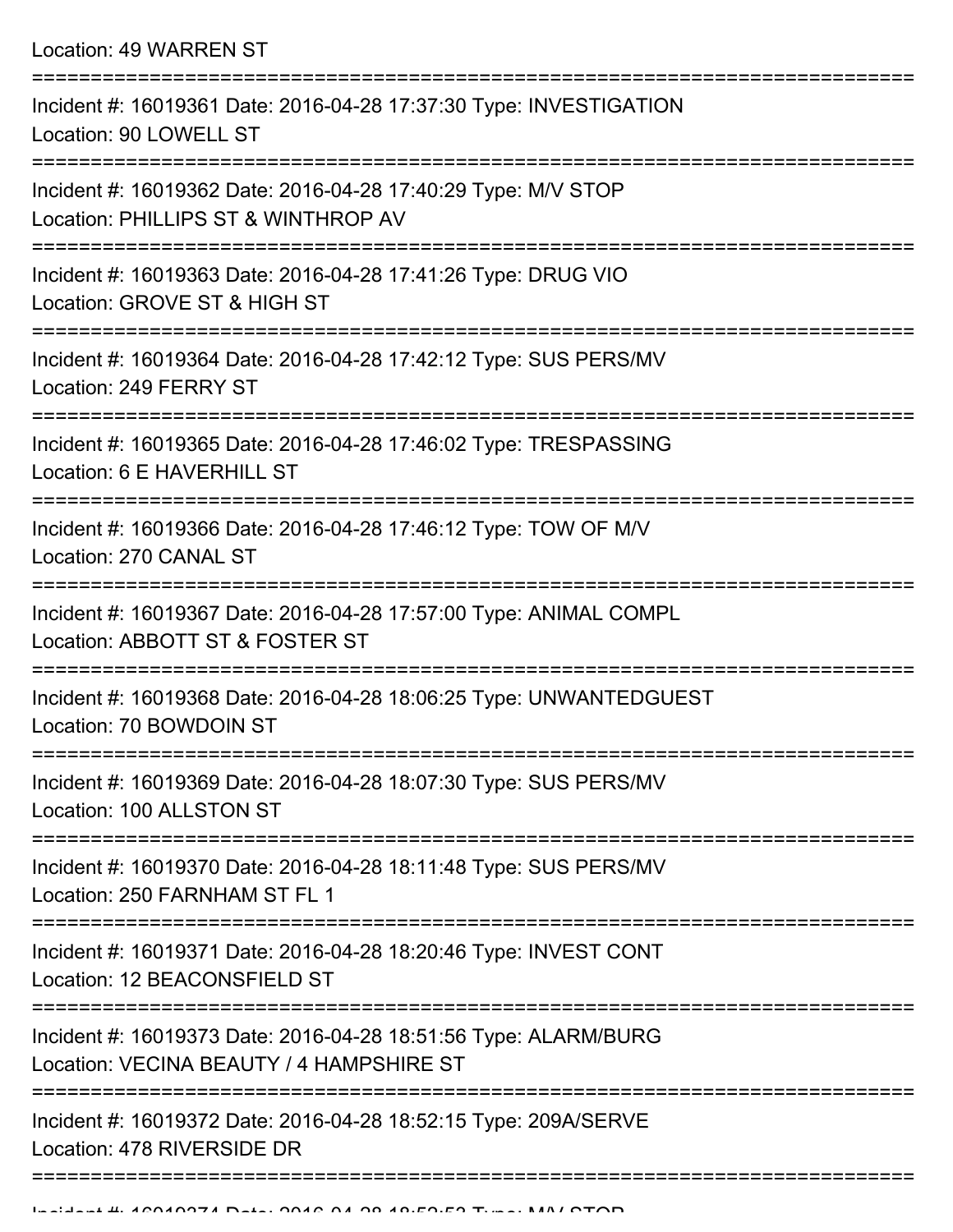Location: 49 WARREN ST

===========================================================================

Incident #: 16019361 Date: 2016-04-28 17:37:30 Type: INVESTIGATION
Location: 90 LOWELL ST

===========================================================================

Incident #: 16019362 Date: 2016-04-28 17:40:29 Type: M/V STOP
Location: PHILLIPS ST & WINTHROP AV

===========================================================================

Incident #: 16019363 Date: 2016-04-28 17:41:26 Type: DRUG VIO
Location: GROVE ST & HIGH ST

===========================================================================

Incident #: 16019364 Date: 2016-04-28 17:42:12 Type: SUS PERS/MV
Location: 249 FERRY ST

===========================================================================

Incident #: 16019365 Date: 2016-04-28 17:46:02 Type: TRESPASSING
Location: 6 E HAVERHILL ST

===========================================================================

Incident #: 16019366 Date: 2016-04-28 17:46:12 Type: TOW OF M/V
Location: 270 CANAL ST

===========================================================================

Incident #: 16019367 Date: 2016-04-28 17:57:00 Type: ANIMAL COMPL
Location: ABBOTT ST & FOSTER ST

===========================================================================

Incident #: 16019368 Date: 2016-04-28 18:06:25 Type: UNWANTEDGUEST
Location: 70 BOWDOIN ST

===========================================================================

Incident #: 16019369 Date: 2016-04-28 18:07:30 Type: SUS PERS/MV
Location: 100 ALLSTON ST

===========================================================================

Incident #: 16019370 Date: 2016-04-28 18:11:48 Type: SUS PERS/MV
Location: 250 FARNHAM ST FL 1

===========================================================================

Incident #: 16019371 Date: 2016-04-28 18:20:46 Type: INVEST CONT
Location: 12 BEACONSFIELD ST

===========================================================================

Incident #: 16019373 Date: 2016-04-28 18:51:56 Type: ALARM/BURG
Location: VECINA BEAUTY / 4 HAMPSHIRE ST

===========================================================================

Incident #: 16019372 Date: 2016-04-28 18:52:15 Type: 209A/SERVE
Location: 478 RIVERSIDE DR

===========================================================================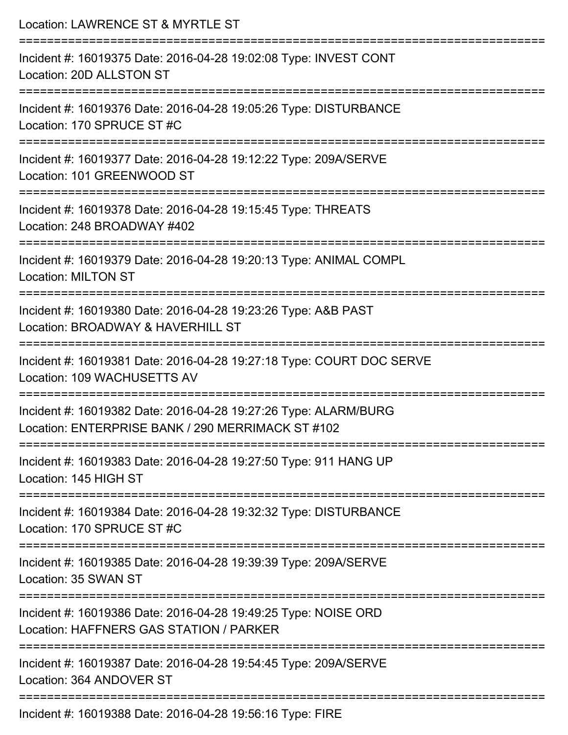Location: LAWRENCE ST & MYRTLE ST

===========================================================================

Incident #: 16019375 Date: 2016-04-28 19:02:08 Type: INVEST CONT
Location: 20D ALLSTON ST

===========================================================================

Incident #: 16019376 Date: 2016-04-28 19:05:26 Type: DISTURBANCE
Location: 170 SPRUCE ST #C

===========================================================================

Incident #: 16019377 Date: 2016-04-28 19:12:22 Type: 209A/SERVE
Location: 101 GREENWOOD ST

===========================================================================

Incident #: 16019378 Date: 2016-04-28 19:15:45 Type: THREATS
Location: 248 BROADWAY #402

===========================================================================

Incident #: 16019379 Date: 2016-04-28 19:20:13 Type: ANIMAL COMPL
Location: MILTON ST

===========================================================================

Incident #: 16019380 Date: 2016-04-28 19:23:26 Type: A&B PAST
Location: BROADWAY & HAVERHILL ST

===========================================================================

Incident #: 16019381 Date: 2016-04-28 19:27:18 Type: COURT DOC SERVE
Location: 109 WACHUSETTS AV

===========================================================================

Incident #: 16019382 Date: 2016-04-28 19:27:26 Type: ALARM/BURG
Location: ENTERPRISE BANK / 290 MERRIMACK ST #102

===========================================================================

Incident #: 16019383 Date: 2016-04-28 19:27:50 Type: 911 HANG UP
Location: 145 HIGH ST

===========================================================================

Incident #: 16019384 Date: 2016-04-28 19:32:32 Type: DISTURBANCE
Location: 170 SPRUCE ST #C

===========================================================================

Incident #: 16019385 Date: 2016-04-28 19:39:39 Type: 209A/SERVE
Location: 35 SWAN ST

===========================================================================

Incident #: 16019386 Date: 2016-04-28 19:49:25 Type: NOISE ORD
Location: HAFFNERS GAS STATION / PARKER

===========================================================================

Incident #: 16019387 Date: 2016-04-28 19:54:45 Type: 209A/SERVE
Location: 364 ANDOVER ST

===========================================================================

Incident #: 16019388 Date: 2016-04-28 19:56:16 Type: FIRE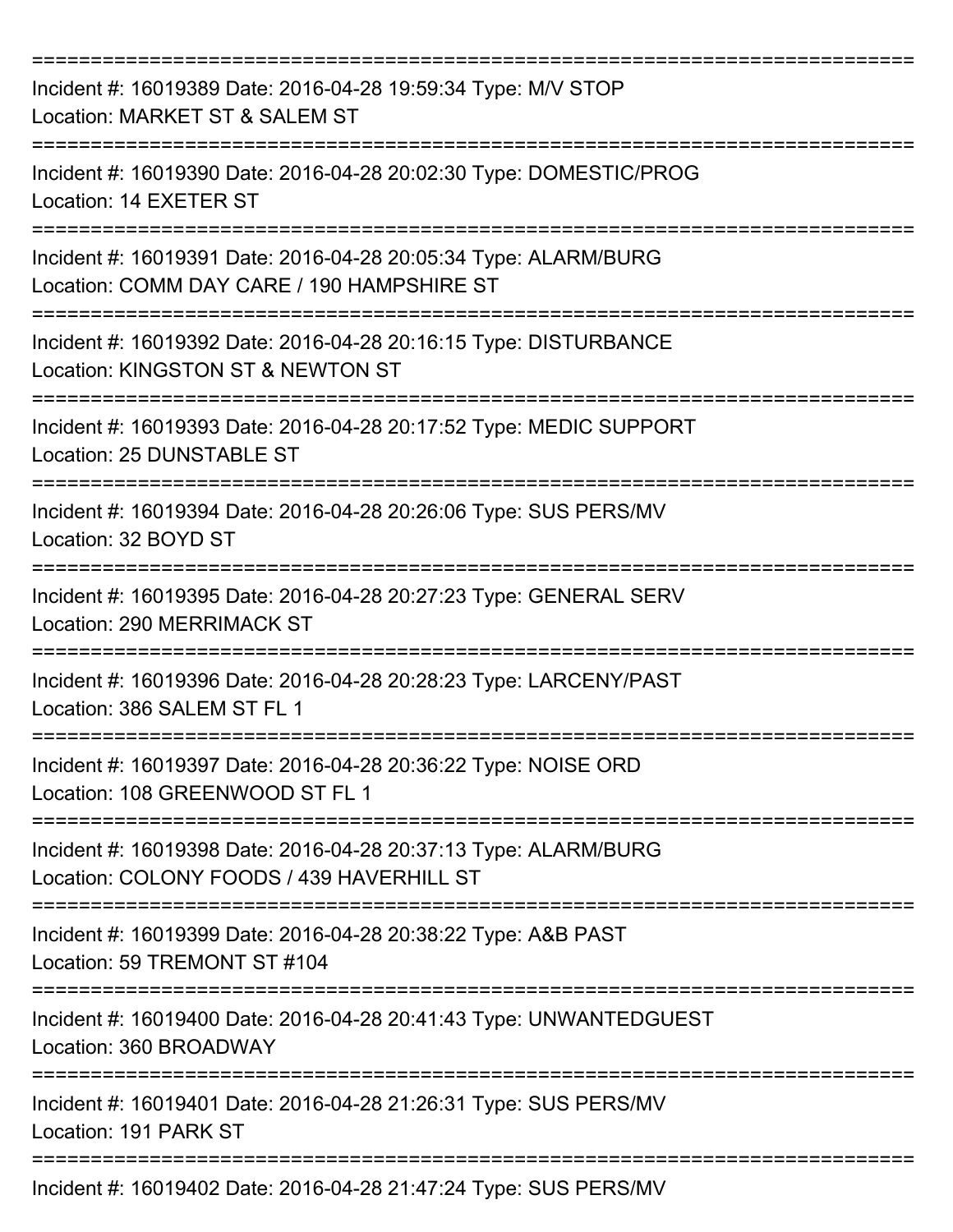===========================================================================
Incident #: 16019389 Date: 2016-04-28 19:59:34 Type: M/V STOP
Location: MARKET ST & SALEM ST
===========================================================================
Incident #: 16019390 Date: 2016-04-28 20:02:30 Type: DOMESTIC/PROG
Location: 14 EXETER ST
===========================================================================
Incident #: 16019391 Date: 2016-04-28 20:05:34 Type: ALARM/BURG
Location: COMM DAY CARE / 190 HAMPSHIRE ST
===========================================================================
Incident #: 16019392 Date: 2016-04-28 20:16:15 Type: DISTURBANCE
Location: KINGSTON ST & NEWTON ST
===========================================================================
Incident #: 16019393 Date: 2016-04-28 20:17:52 Type: MEDIC SUPPORT
Location: 25 DUNSTABLE ST
===========================================================================
Incident #: 16019394 Date: 2016-04-28 20:26:06 Type: SUS PERS/MV
Location: 32 BOYD ST
===========================================================================
Incident #: 16019395 Date: 2016-04-28 20:27:23 Type: GENERAL SERV
Location: 290 MERRIMACK ST
===========================================================================
Incident #: 16019396 Date: 2016-04-28 20:28:23 Type: LARCENY/PAST
Location: 386 SALEM ST FL 1
===========================================================================
Incident #: 16019397 Date: 2016-04-28 20:36:22 Type: NOISE ORD
Location: 108 GREENWOOD ST FL 1
===========================================================================
Incident #: 16019398 Date: 2016-04-28 20:37:13 Type: ALARM/BURG
Location: COLONY FOODS / 439 HAVERHILL ST
===========================================================================
Incident #: 16019399 Date: 2016-04-28 20:38:22 Type: A&B PAST
Location: 59 TREMONT ST #104
===========================================================================
Incident #: 16019400 Date: 2016-04-28 20:41:43 Type: UNWANTEDGUEST
Location: 360 BROADWAY
===========================================================================
Incident #: 16019401 Date: 2016-04-28 21:26:31 Type: SUS PERS/MV
Location: 191 PARK ST
===========================================================================
Incident #: 16019402 Date: 2016-04-28 21:47:24 Type: SUS PERS/MV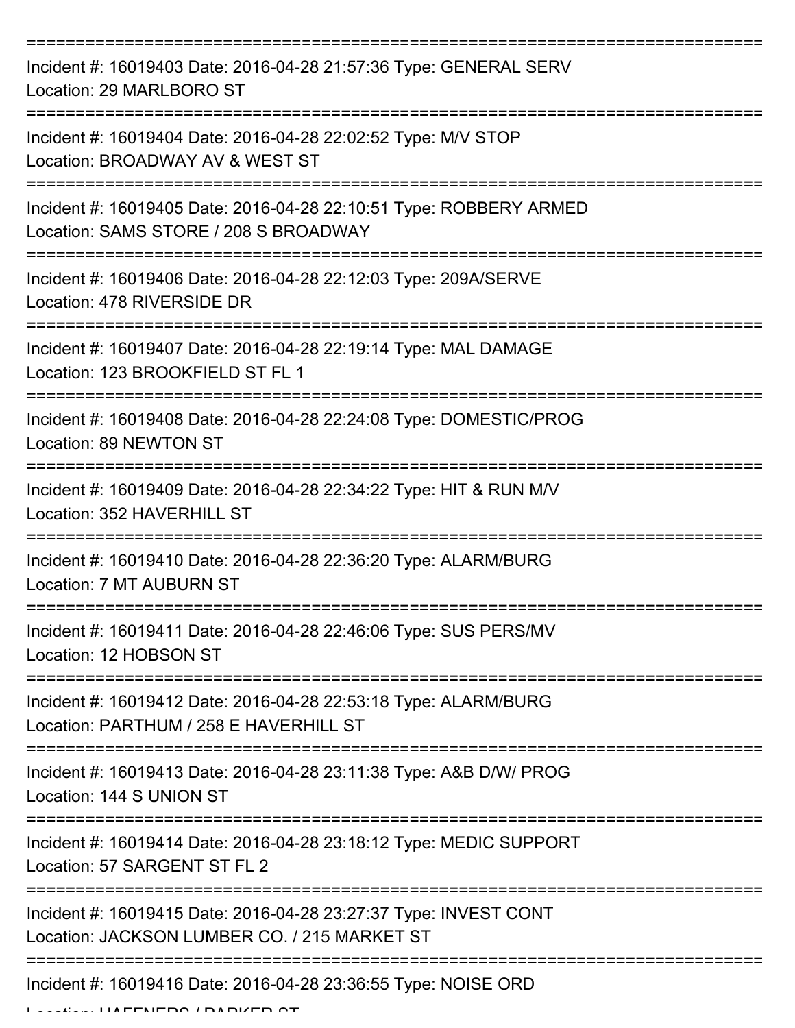===========================================================================

Incident #: 16019403 Date: 2016-04-28 21:57:36 Type: GENERAL SERV
Location: 29 MARLBORO ST

===========================================================================

Incident #: 16019404 Date: 2016-04-28 22:02:52 Type: M/V STOP
Location: BROADWAY AV & WEST ST

===========================================================================

Incident #: 16019405 Date: 2016-04-28 22:10:51 Type: ROBBERY ARMED
Location: SAMS STORE / 208 S BROADWAY

===========================================================================

Incident #: 16019406 Date: 2016-04-28 22:12:03 Type: 209A/SERVE
Location: 478 RIVERSIDE DR

===========================================================================

Incident #: 16019407 Date: 2016-04-28 22:19:14 Type: MAL DAMAGE
Location: 123 BROOKFIELD ST FL 1

===========================================================================

Incident #: 16019408 Date: 2016-04-28 22:24:08 Type: DOMESTIC/PROG
Location: 89 NEWTON ST

===========================================================================

Incident #: 16019409 Date: 2016-04-28 22:34:22 Type: HIT & RUN M/V
Location: 352 HAVERHILL ST

===========================================================================

Incident #: 16019410 Date: 2016-04-28 22:36:20 Type: ALARM/BURG
Location: 7 MT AUBURN ST

===========================================================================

Incident #: 16019411 Date: 2016-04-28 22:46:06 Type: SUS PERS/MV
Location: 12 HOBSON ST

===========================================================================

Incident #: 16019412 Date: 2016-04-28 22:53:18 Type: ALARM/BURG
Location: PARTHUM / 258 E HAVERHILL ST

===========================================================================

Incident #: 16019413 Date: 2016-04-28 23:11:38 Type: A&B D/W/ PROG
Location: 144 S UNION ST

===========================================================================

Incident #: 16019414 Date: 2016-04-28 23:18:12 Type: MEDIC SUPPORT
Location: 57 SARGENT ST FL 2

===========================================================================

Incident #: 16019415 Date: 2016-04-28 23:27:37 Type: INVEST CONT
Location: JACKSON LUMBER CO. / 215 MARKET ST

===========================================================================

Incident #: 16019416 Date: 2016-04-28 23:36:55 Type: NOISE ORD
Location: HAFFNERS / PARKER ST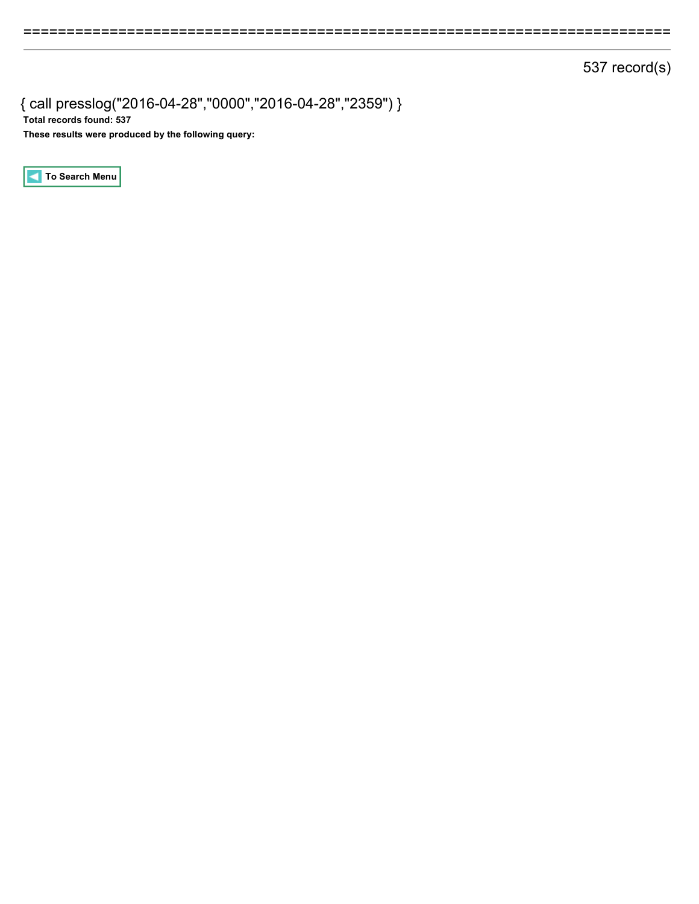================================================================================

537 record(s)

{ call presslog("2016-04-28","0000","2016-04-28","2359") }

**Total records found: 537**

**These results were produced by the following query:**

**To Search Menu**